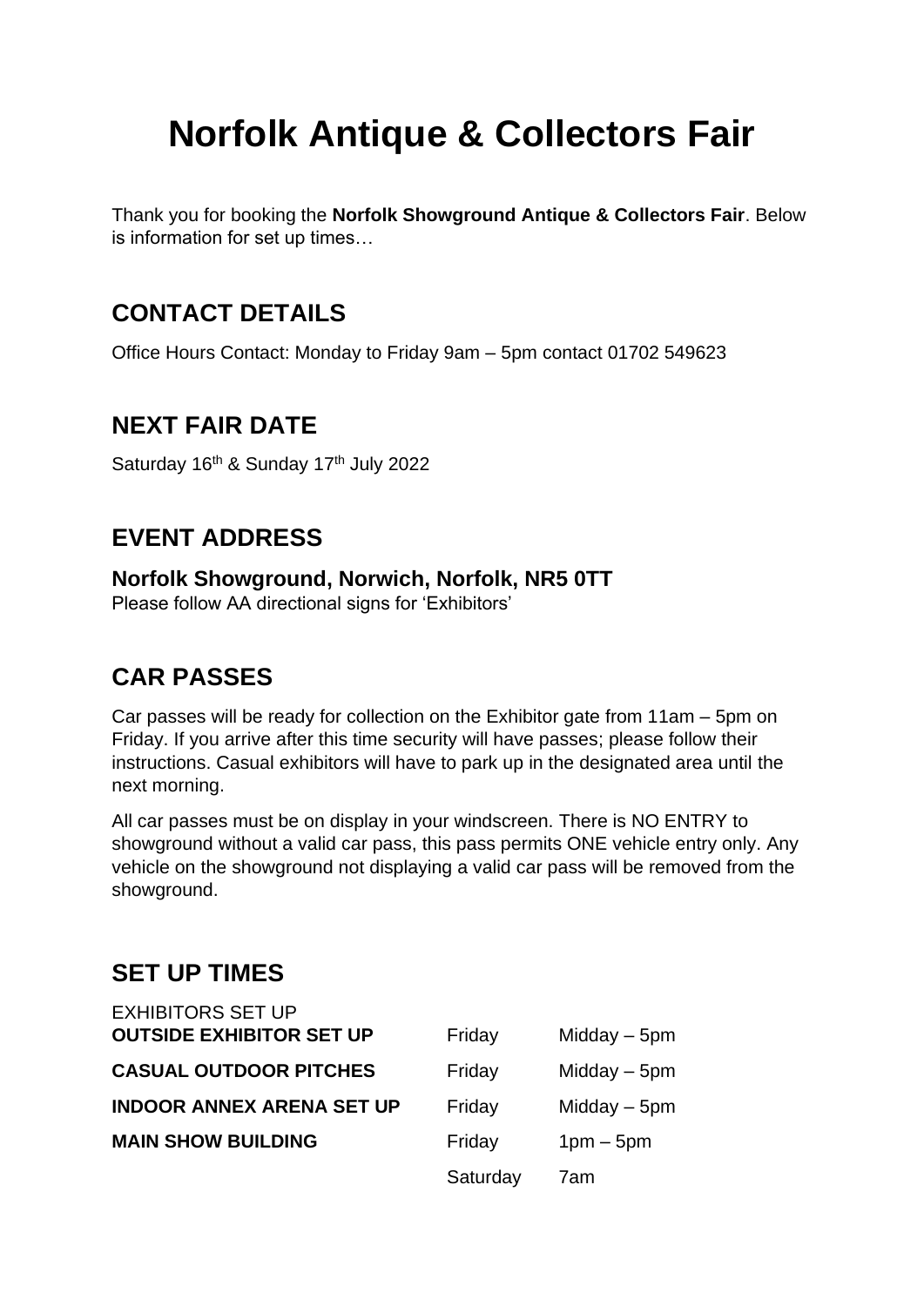# Norfolk Antique & Collectors Fair

Thank you for booking the **Norfolk Showground Antique & Collectors Fair**. Below is information for set up times…

## CONTACT DETAILS

Office Hours Contact: Monday to Friday 9am – 5pm contact 01702 549623

## NEXT FAIR DATE

Saturday 16th & Sunday 17th July 2022

## EVENT ADDRESS

**Norfolk Showground, Norwich, Norfolk, NR5 0TT**
Please follow AA directional signs for 'Exhibitors'

## CAR PASSES

Car passes will be ready for collection on the Exhibitor gate from 11am – 5pm on Friday. If you arrive after this time security will have passes; please follow their instructions. Casual exhibitors will have to park up in the designated area until the next morning.

All car passes must be on display in your windscreen. There is NO ENTRY to showground without a valid car pass, this pass permits ONE vehicle entry only. Any vehicle on the showground not displaying a valid car pass will be removed from the showground.

## SET UP TIMES

| EXHIBITORS SET UP | | |
|---|---|---|
| **OUTSIDE EXHIBITOR SET UP** | Friday | Midday – 5pm |
| **CASUAL OUTDOOR PITCHES** | Friday | Midday – 5pm |
| **INDOOR ANNEX ARENA SET UP** | Friday | Midday – 5pm |
| **MAIN SHOW BUILDING** | Friday | 1pm – 5pm |
| | Saturday | 7am |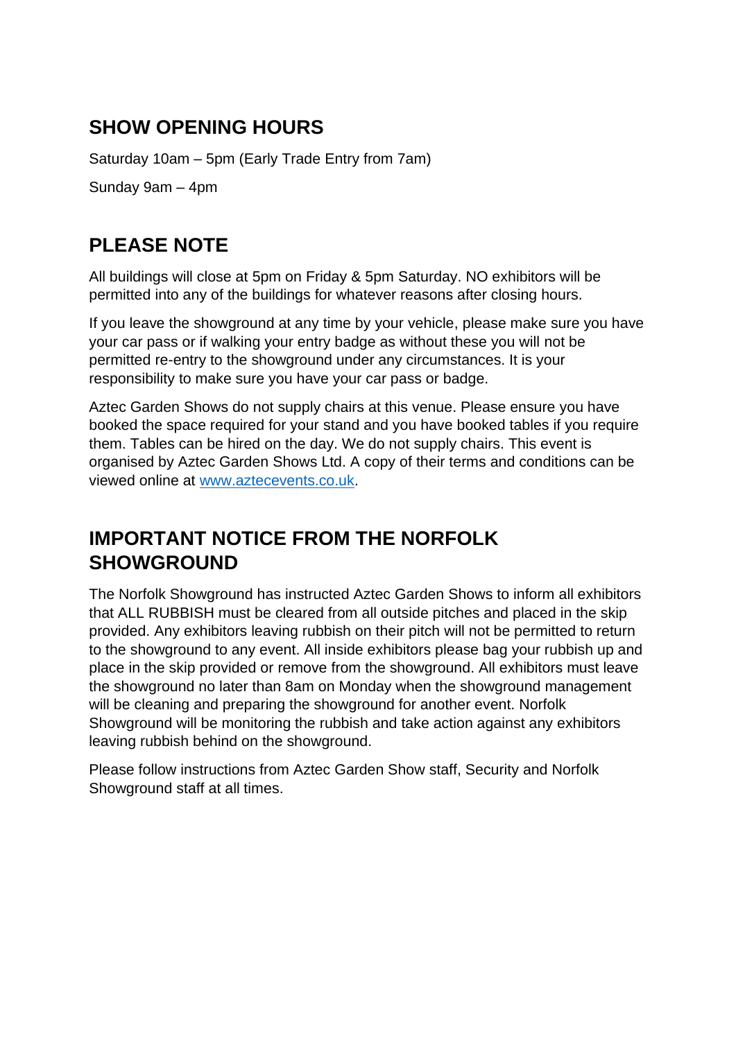## SHOW OPENING HOURS

Saturday 10am – 5pm (Early Trade Entry from 7am)

Sunday 9am – 4pm

## PLEASE NOTE

All buildings will close at 5pm on Friday & 5pm Saturday. NO exhibitors will be permitted into any of the buildings for whatever reasons after closing hours.

If you leave the showground at any time by your vehicle, please make sure you have your car pass or if walking your entry badge as without these you will not be permitted re-entry to the showground under any circumstances. It is your responsibility to make sure you have your car pass or badge.

Aztec Garden Shows do not supply chairs at this venue. Please ensure you have booked the space required for your stand and you have booked tables if you require them. Tables can be hired on the day. We do not supply chairs. This event is organised by Aztec Garden Shows Ltd. A copy of their terms and conditions can be viewed online at [www.aztecevents.co.uk](http://www.aztecevents.co.uk).

## IMPORTANT NOTICE FROM THE NORFOLK SHOWGROUND

The Norfolk Showground has instructed Aztec Garden Shows to inform all exhibitors that ALL RUBBISH must be cleared from all outside pitches and placed in the skip provided. Any exhibitors leaving rubbish on their pitch will not be permitted to return to the showground to any event. All inside exhibitors please bag your rubbish up and place in the skip provided or remove from the showground. All exhibitors must leave the showground no later than 8am on Monday when the showground management will be cleaning and preparing the showground for another event. Norfolk Showground will be monitoring the rubbish and take action against any exhibitors leaving rubbish behind on the showground.

Please follow instructions from Aztec Garden Show staff, Security and Norfolk Showground staff at all times.